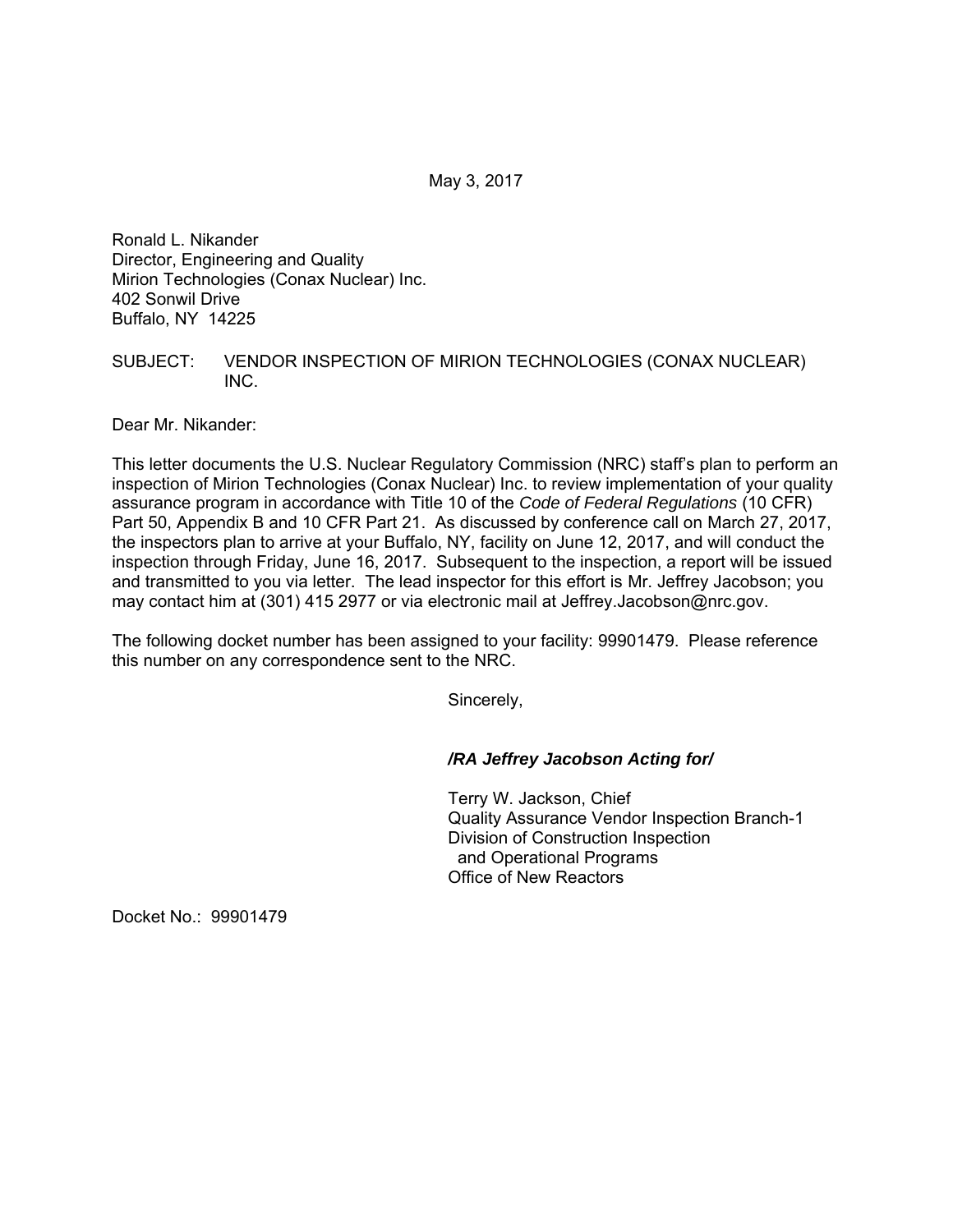May 3, 2017

Ronald L. Nikander
Director, Engineering and Quality
Mirion Technologies (Conax Nuclear) Inc.
402 Sonwil Drive
Buffalo, NY 14225

SUBJECT: VENDOR INSPECTION OF MIRION TECHNOLOGIES (CONAX NUCLEAR) INC.

Dear Mr. Nikander:

This letter documents the U.S. Nuclear Regulatory Commission (NRC) staff's plan to perform an inspection of Mirion Technologies (Conax Nuclear) Inc. to review implementation of your quality assurance program in accordance with Title 10 of the *Code of Federal Regulations* (10 CFR) Part 50, Appendix B and 10 CFR Part 21. As discussed by conference call on March 27, 2017, the inspectors plan to arrive at your Buffalo, NY, facility on June 12, 2017, and will conduct the inspection through Friday, June 16, 2017. Subsequent to the inspection, a report will be issued and transmitted to you via letter. The lead inspector for this effort is Mr. Jeffrey Jacobson; you may contact him at (301) 415 2977 or via electronic mail at Jeffrey.Jacobson@nrc.gov.

The following docket number has been assigned to your facility: 99901479. Please reference this number on any correspondence sent to the NRC.

Sincerely,

***/RA Jeffrey Jacobson Acting for/***

Terry W. Jackson, Chief
Quality Assurance Vendor Inspection Branch-1
Division of Construction Inspection
and Operational Programs
Office of New Reactors

Docket No.: 99901479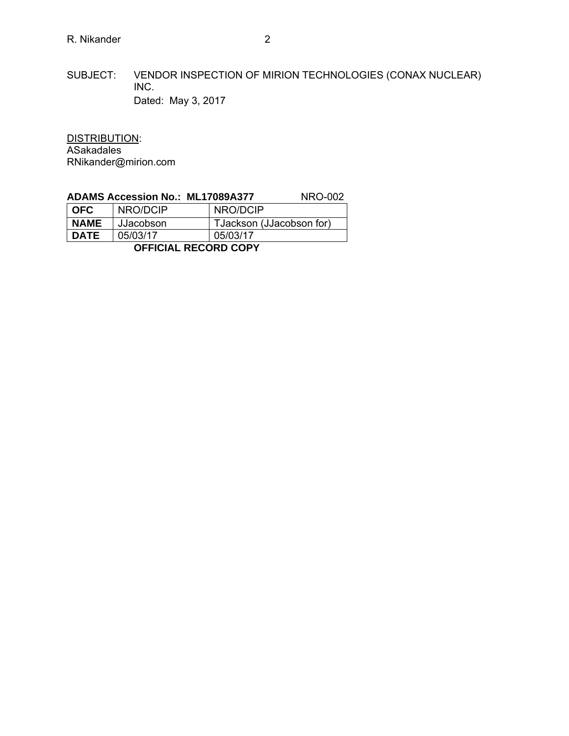SUBJECT: VENDOR INSPECTION OF MIRION TECHNOLOGIES (CONAX NUCLEAR) INC.
Dated: May 3, 2017

<u>DISTRIBUTION</u>:
ASakadales
RNikander@mirion.com

**ADAMS Accession No.: ML17089A377** NRO-002

| | | |
|---|---|---|
| **OFC** | NRO/DCIP | NRO/DCIP |
| **NAME** | JJacobson | TJackson (JJacobson for) |
| **DATE** | 05/03/17 | 05/03/17 |

**OFFICIAL RECORD COPY**